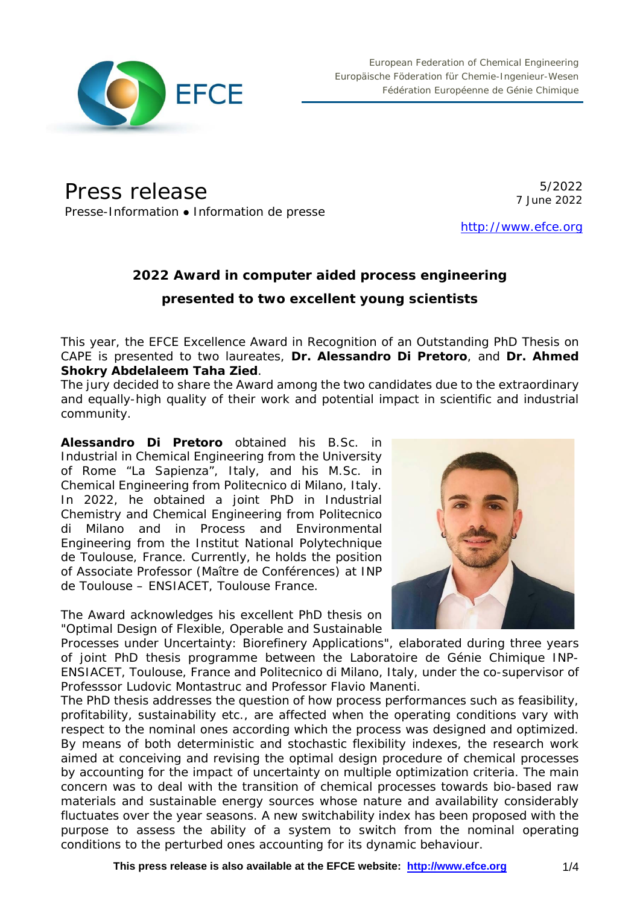European Federation of Chemical Engineering
Europäische Föderation für Chemie-Ingenieur-Wesen
Fédération Européenne de Génie Chimique

# Press release

Presse-Information • Information de presse

5/2022
7 June 2022

http://www.efce.org

## 2022 Award in computer aided process engineering presented to two excellent young scientists

This year, the EFCE Excellence Award in Recognition of an Outstanding PhD Thesis on CAPE is presented to two laureates, **Dr. Alessandro Di Pretoro**, and **Dr. Ahmed Shokry Abdelaleem Taha Zied**.
The jury decided to share the Award among the two candidates due to the extraordinary and equally-high quality of their work and potential impact in scientific and industrial community.

**Alessandro Di Pretoro** obtained his B.Sc. in Industrial in Chemical Engineering from the University of Rome "La Sapienza", Italy, and his M.Sc. in Chemical Engineering from Politecnico di Milano, Italy. In 2022, he obtained a joint PhD in Industrial Chemistry and Chemical Engineering from Politecnico di Milano and in Process and Environmental Engineering from the Institut National Polytechnique de Toulouse, France. Currently, he holds the position of Associate Professor (Maître de Conférences) at INP de Toulouse – ENSIACET, Toulouse France.

The Award acknowledges his excellent PhD thesis on "Optimal Design of Flexible, Operable and Sustainable Processes under Uncertainty: Biorefinery Applications", elaborated during three years of joint PhD thesis programme between the Laboratoire de Génie Chimique INP-ENSIACET, Toulouse, France and Politecnico di Milano, Italy, under the co-supervisor of Professsor Ludovic Montastruc and Professor Flavio Manenti.
The PhD thesis addresses the question of how process performances such as feasibility, profitability, sustainability etc., are affected when the operating conditions vary with respect to the nominal ones according which the process was designed and optimized. By means of both deterministic and stochastic flexibility indexes, the research work aimed at conceiving and revising the optimal design procedure of chemical processes by accounting for the impact of uncertainty on multiple optimization criteria. The main concern was to deal with the transition of chemical processes towards bio-based raw materials and sustainable energy sources whose nature and availability considerably fluctuates over the year seasons. A new switchability index has been proposed with the purpose to assess the ability of a system to switch from the nominal operating conditions to the perturbed ones accounting for its dynamic behaviour.

**This press release is also available at the EFCE website: http://www.efce.org**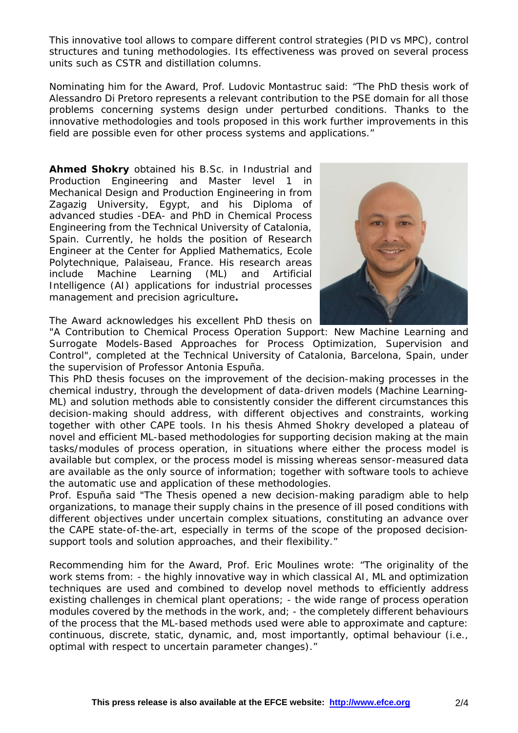This innovative tool allows to compare different control strategies (PID vs MPC), control structures and tuning methodologies. Its effectiveness was proved on several process units such as CSTR and distillation columns.

Nominating him for the Award, Prof. Ludovic Montastruc said: "The PhD thesis work of Alessandro Di Pretoro represents a relevant contribution to the PSE domain for all those problems concerning systems design under perturbed conditions. Thanks to the innovative methodologies and tools proposed in this work further improvements in this field are possible even for other process systems and applications."

**Ahmed Shokry** obtained his B.Sc. in Industrial and Production Engineering and Master level 1 in Mechanical Design and Production Engineering in from Zagazig University, Egypt, and his Diploma of advanced studies -DEA- and PhD in Chemical Process Engineering from the Technical University of Catalonia, Spain. Currently, he holds the position of Research Engineer at the Center for Applied Mathematics, Ecole Polytechnique, Palaiseau, France. His research areas include Machine Learning (ML) and Artificial Intelligence (AI) applications for industrial processes management and precision agriculture**.**

The Award acknowledges his excellent PhD thesis on "A Contribution to Chemical Process Operation Support: New Machine Learning and Surrogate Models-Based Approaches for Process Optimization, Supervision and Control", completed at the Technical University of Catalonia, Barcelona, Spain, under the supervision of Professor Antonia Espuña.

This PhD thesis focuses on the improvement of the decision-making processes in the chemical industry, through the development of data-driven models (Machine Learning-ML) and solution methods able to consistently consider the different circumstances this decision-making should address, with different objectives and constraints, working together with other CAPE tools. In his thesis Ahmed Shokry developed a plateau of novel and efficient ML-based methodologies for supporting decision making at the main tasks/modules of process operation, in situations where either the process model is available but complex, or the process model is missing whereas sensor-measured data are available as the only source of information; together with software tools to achieve the automatic use and application of these methodologies.

Prof. Espuña said "The Thesis opened a new decision-making paradigm able to help organizations, to manage their supply chains in the presence of ill posed conditions with different objectives under uncertain complex situations, constituting an advance over the CAPE state-of-the-art, especially in terms of the scope of the proposed decision-support tools and solution approaches, and their flexibility."

Recommending him for the Award, Prof. Eric Moulines wrote: "The originality of the work stems from: - the highly innovative way in which classical AI, ML and optimization techniques are used and combined to develop novel methods to efficiently address existing challenges in chemical plant operations; - the wide range of process operation modules covered by the methods in the work, and; - the completely different behaviours of the process that the ML-based methods used were able to approximate and capture: continuous, discrete, static, dynamic, and, most importantly, optimal behaviour (i.e., optimal with respect to uncertain parameter changes)."

**This press release is also available at the EFCE website: [http://www.efce.org](http://www.efce.org)**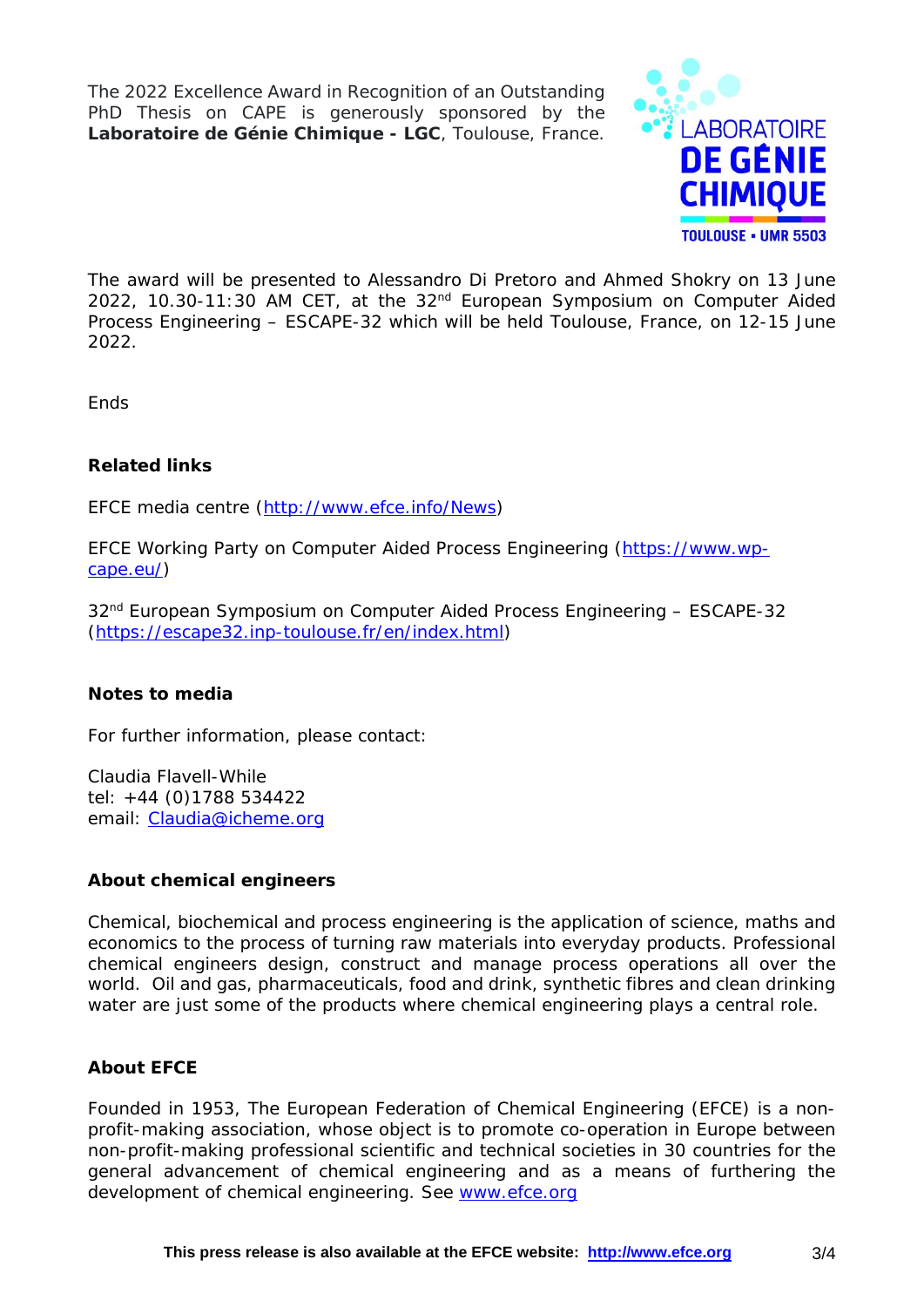The 2022 Excellence Award in Recognition of an Outstanding PhD Thesis on CAPE is generously sponsored by the **Laboratoire de Génie Chimique - LGC**, Toulouse, France.

The award will be presented to Alessandro Di Pretoro and Ahmed Shokry on 13 June 2022, 10.30-11:30 AM CET, at the 32nd European Symposium on Computer Aided Process Engineering – ESCAPE-32 which will be held Toulouse, France, on 12-15 June 2022.

Ends

**Related links**

EFCE media centre (http://www.efce.info/News)

EFCE Working Party on Computer Aided Process Engineering (https://www.wp-cape.eu/)

32nd European Symposium on Computer Aided Process Engineering – ESCAPE-32 (https://escape32.inp-toulouse.fr/en/index.html)

**Notes to media**

For further information, please contact:

Claudia Flavell-While
tel: +44 (0)1788 534422
email: Claudia@icheme.org

**About chemical engineers**

Chemical, biochemical and process engineering is the application of science, maths and economics to the process of turning raw materials into everyday products. Professional chemical engineers design, construct and manage process operations all over the world. Oil and gas, pharmaceuticals, food and drink, synthetic fibres and clean drinking water are just some of the products where chemical engineering plays a central role.

**About EFCE**

Founded in 1953, The European Federation of Chemical Engineering (EFCE) is a non-profit-making association, whose object is to promote co-operation in Europe between non-profit-making professional scientific and technical societies in 30 countries for the general advancement of chemical engineering and as a means of furthering the development of chemical engineering. See www.efce.org

**This press release is also available at the EFCE website: http://www.efce.org**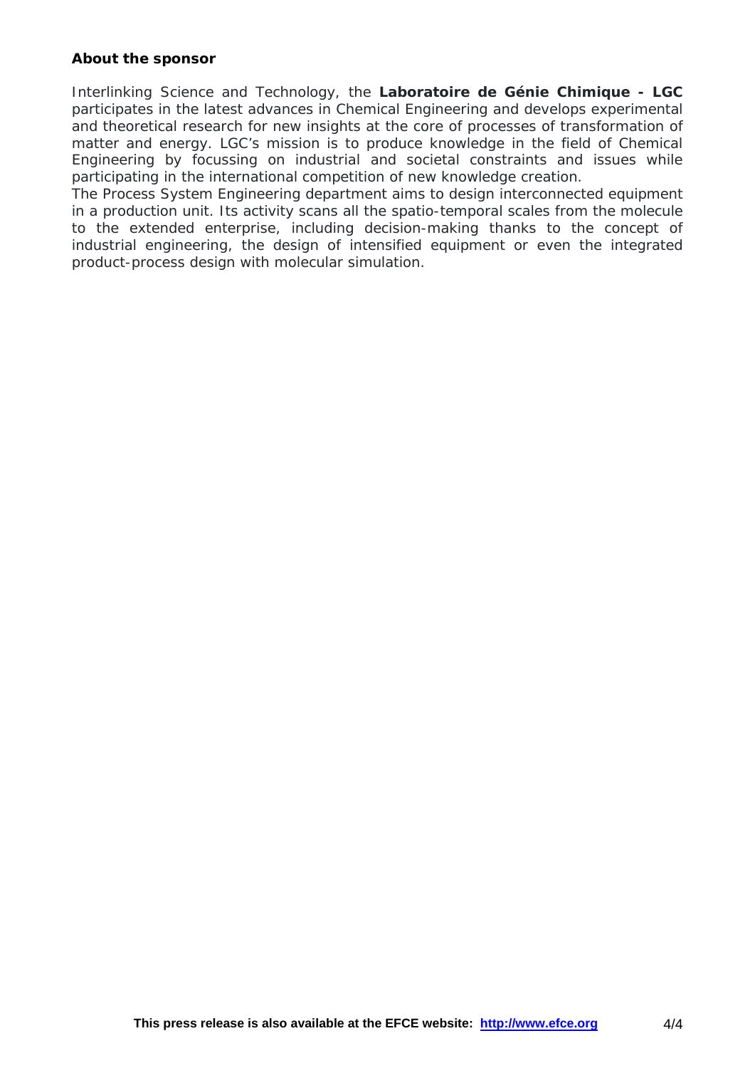**About the sponsor**

*Interlinking Science and Technology, the* ***Laboratoire de Génie Chimique - LGC*** *participates in the latest advances in Chemical Engineering and develops experimental and theoretical research for new insights at the core of processes of transformation of matter and energy. LGC's mission is to produce knowledge in the field of Chemical Engineering by focussing on industrial and societal constraints and issues while participating in the international competition of new knowledge creation.*
*The Process System Engineering department aims to design interconnected equipment in a production unit. Its activity scans all the spatio-temporal scales from the molecule to the extended enterprise, including decision-making thanks to the concept of industrial engineering, the design of intensified equipment or even the integrated product-process design with molecular simulation.*

**This press release is also available at the EFCE website: http://www.efce.org**